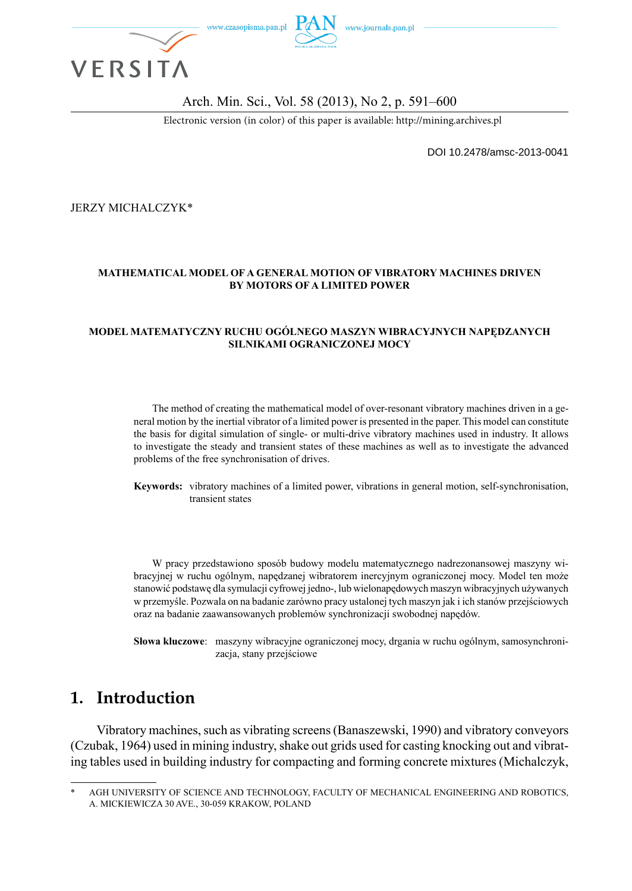DOI 10.2478/amsc-2013-0041

JERZY MICHALCZYK*

**MATHEMATICAL MODEL OF A GENERAL MOTION OF VIBRATORY MACHINES DRIVEN BY MOTORS OF A LIMITED POWER**

**MODEL MATEMATYCZNY RUCHU OGÓLNEGO MASZYN WIBRACYJNYCH NAPĘDZANYCH SILNIKAMI OGRANICZONEJ MOCY**

The method of creating the mathematical model of over-resonant vibratory machines driven in a general motion by the inertial vibrator of a limited power is presented in the paper. This model can constitute the basis for digital simulation of single- or multi-drive vibratory machines used in industry. It allows to investigate the steady and transient states of these machines as well as to investigate the advanced problems of the free synchronisation of drives.

**Keywords:** vibratory machines of a limited power, vibrations in general motion, self-synchronisation, transient states

W pracy przedstawiono sposób budowy modelu matematycznego nadrezonansowej maszyny wibracyjnej w ruchu ogólnym, napędzanej wibratorem inercyjnym ograniczonej mocy. Model ten może stanowić podstawę dla symulacji cyfrowej jedno-, lub wielonapędowych maszyn wibracyjnych używanych w przemyśle. Pozwala on na badanie zarówno pracy ustalonej tych maszyn jak i ich stanów przejściowych oraz na badanie zaawansowanych problemów synchronizacji swobodnej napędów.

**Słowa kluczowe**: maszyny wibracyjne ograniczonej mocy, drgania w ruchu ogólnym, samosynchronizacja, stany przejściowe

## 1. Introduction

Vibratory machines, such as vibrating screens (Banaszewski, 1990) and vibratory conveyors (Czubak, 1964) used in mining industry, shake out grids used for casting knocking out and vibrating tables used in building industry for compacting and forming concrete mixtures (Michalczyk,

* AGH UNIVERSITY OF SCIENCE AND TECHNOLOGY, FACULTY OF MECHANICAL ENGINEERING AND ROBOTICS, A. MICKIEWICZA 30 AVE., 30-059 KRAKOW, POLAND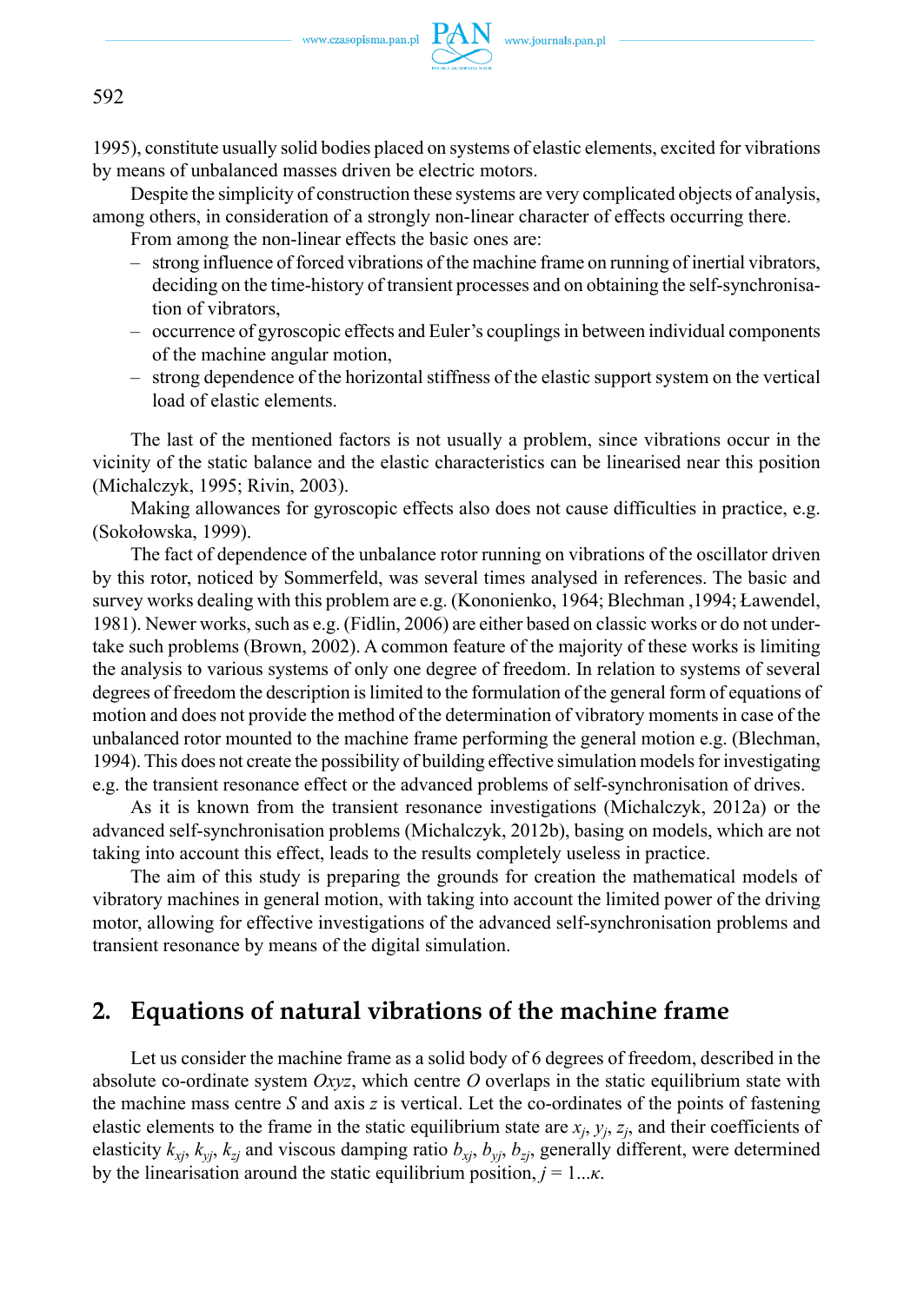1995), constitute usually solid bodies placed on systems of elastic elements, excited for vibrations by means of unbalanced masses driven be electric motors.

Despite the simplicity of construction these systems are very complicated objects of analysis, among others, in consideration of a strongly non-linear character of effects occurring there.

From among the non-linear effects the basic ones are:

- strong influence of forced vibrations of the machine frame on running of inertial vibrators, deciding on the time-history of transient processes and on obtaining the self-synchronisation of vibrators,
- occurrence of gyroscopic effects and Euler's couplings in between individual components of the machine angular motion,
- strong dependence of the horizontal stiffness of the elastic support system on the vertical load of elastic elements.

The last of the mentioned factors is not usually a problem, since vibrations occur in the vicinity of the static balance and the elastic characteristics can be linearised near this position (Michalczyk, 1995; Rivin, 2003).

Making allowances for gyroscopic effects also does not cause difficulties in practice, e.g. (Sokołowska, 1999).

The fact of dependence of the unbalance rotor running on vibrations of the oscillator driven by this rotor, noticed by Sommerfeld, was several times analysed in references. The basic and survey works dealing with this problem are e.g. (Kononienko, 1964; Blechman ,1994; Ławendel, 1981). Newer works, such as e.g. (Fidlin, 2006) are either based on classic works or do not undertake such problems (Brown, 2002). A common feature of the majority of these works is limiting the analysis to various systems of only one degree of freedom. In relation to systems of several degrees of freedom the description is limited to the formulation of the general form of equations of motion and does not provide the method of the determination of vibratory moments in case of the unbalanced rotor mounted to the machine frame performing the general motion e.g. (Blechman, 1994). This does not create the possibility of building effective simulation models for investigating e.g. the transient resonance effect or the advanced problems of self-synchronisation of drives.

As it is known from the transient resonance investigations (Michalczyk, 2012a) or the advanced self-synchronisation problems (Michalczyk, 2012b), basing on models, which are not taking into account this effect, leads to the results completely useless in practice.

The aim of this study is preparing the grounds for creation the mathematical models of vibratory machines in general motion, with taking into account the limited power of the driving motor, allowing for effective investigations of the advanced self-synchronisation problems and transient resonance by means of the digital simulation.

## 2. Equations of natural vibrations of the machine frame

Let us consider the machine frame as a solid body of 6 degrees of freedom, described in the absolute co-ordinate system *Oxyz*, which centre *O* overlaps in the static equilibrium state with the machine mass centre *S* and axis *z* is vertical. Let the co-ordinates of the points of fastening elastic elements to the frame in the static equilibrium state are $x_j$, $y_j$, $z_j$, and their coefficients of elasticity $k_{xj}$, $k_{yj}$, $k_{zj}$ and viscous damping ratio $b_{xj}$, $b_{yj}$, $b_{zj}$, generally different, were determined by the linearisation around the static equilibrium position, $j = 1...\kappa$.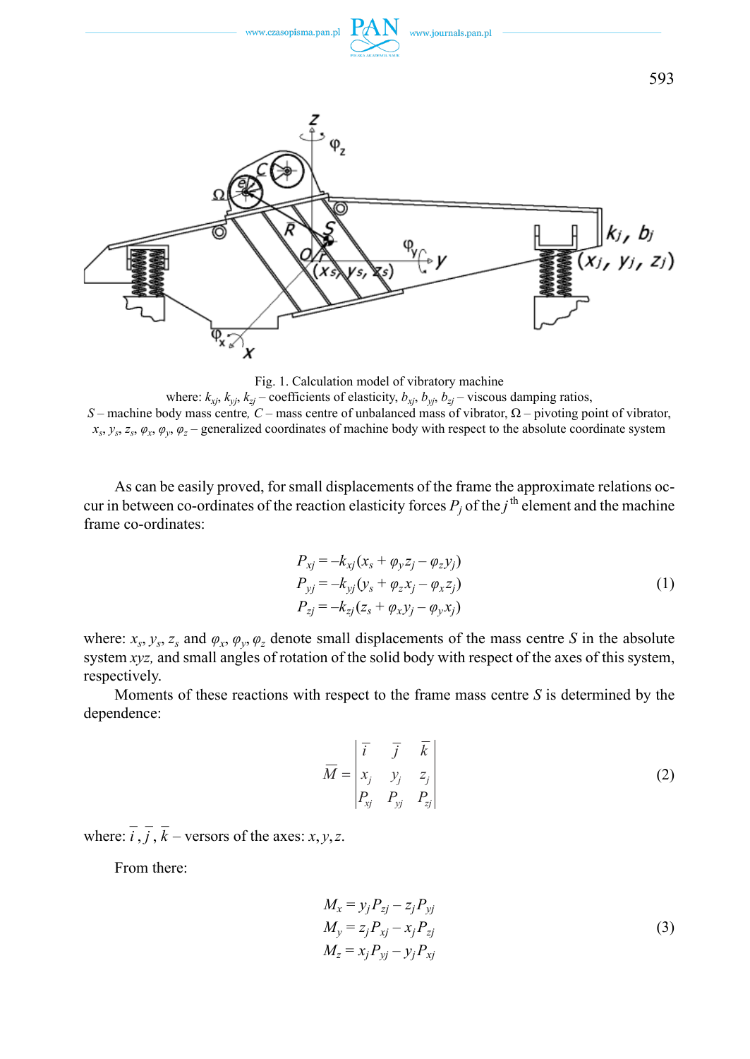Fig. 1. Calculation model of vibratory machine
where: $k_{xj}$, $k_{yj}$, $k_{zj}$ – coefficients of elasticity, $b_{xj}$, $b_{yj}$, $b_{zj}$ – viscous damping ratios,
$S$ – machine body mass centre, $C$ – mass centre of unbalanced mass of vibrator, $\Omega$ – pivoting point of vibrator,
$x_s$, $y_s$, $z_s$, $\varphi_x$, $\varphi_y$, $\varphi_z$ – generalized coordinates of machine body with respect to the absolute coordinate system

As can be easily proved, for small displacements of the frame the approximate relations occur in between co-ordinates of the reaction elasticity forces $P_j$ of the $j^{\text{th}}$ element and the machine frame co-ordinates:

$$
\begin{aligned}
P_{xj} &= -k_{xj}(x_s + \varphi_y z_j - \varphi_z y_j) \\
P_{yj} &= -k_{yj}(y_s + \varphi_z x_j - \varphi_x z_j) \\
P_{zj} &= -k_{zj}(z_s + \varphi_x y_j - \varphi_y x_j)
\end{aligned}
\tag{1}
$$

where: $x_s$, $y_s$, $z_s$ and $\varphi_x$, $\varphi_y$, $\varphi_z$ denote small displacements of the mass centre $S$ in the absolute system $xyz$, and small angles of rotation of the solid body with respect of the axes of this system, respectively.

Moments of these reactions with respect to the frame mass centre $S$ is determined by the dependence:

$$
\overline{M} = \begin{vmatrix} \overline{i} & \overline{j} & \overline{k} \\ x_j & y_j & z_j \\ P_{xj} & P_{yj} & P_{zj} \end{vmatrix}
\tag{2}
$$

where: $\overline{i}, \overline{j}, \overline{k}$ – versors of the axes: $x, y, z$.

From there:

$$
\begin{aligned}
M_x &= y_j P_{zj} - z_j P_{yj} \\
M_y &= z_j P_{xj} - x_j P_{zj} \\
M_z &= x_j P_{yj} - y_j P_{xj}
\end{aligned}
\tag{3}
$$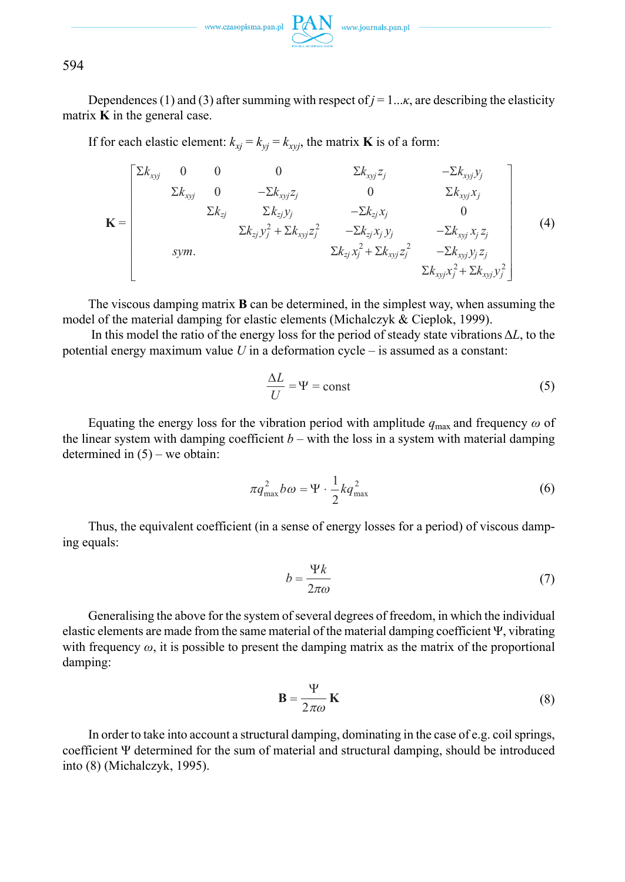Dependences (1) and (3) after summing with respect of $j = 1...\kappa$, are describing the elasticity matrix **K** in the general case.

If for each elastic element: $k_{xj} = k_{yj} = k_{xyj}$, the matrix **K** is of a form:

$$\mathbf{K} = \begin{bmatrix} \Sigma k_{xyj} & 0 & 0 & 0 & \Sigma k_{xyj} z_j & -\Sigma k_{xyj} y_j \\ & \Sigma k_{xyj} & 0 & -\Sigma k_{xyj} z_j & 0 & \Sigma k_{xyj} x_j \\ & & \Sigma k_{zj} & \Sigma k_{zj} y_j & -\Sigma k_{zj} x_j & 0 \\ & & & \Sigma k_{zj} y_j^2 + \Sigma k_{xyj} z_j^2 & -\Sigma k_{zj} x_j y_j & -\Sigma k_{xyj} x_j z_j \\ & sym. & & & \Sigma k_{zj} x_j^2 + \Sigma k_{xyj} z_j^2 & -\Sigma k_{xyj} y_j z_j \\ & & & & & \Sigma k_{xyj} x_j^2 + \Sigma k_{xyj} y_j^2 \end{bmatrix} \tag{4}$$

The viscous damping matrix **B** can be determined, in the simplest way, when assuming the model of the material damping for elastic elements (Michalczyk & Cieplok, 1999).

In this model the ratio of the energy loss for the period of steady state vibrations $\Delta L$, to the potential energy maximum value $U$ in a deformation cycle – is assumed as a constant:

$$\frac{\Delta L}{U} = \Psi = \text{const} \tag{5}$$

Equating the energy loss for the vibration period with amplitude $q_{\max}$ and frequency $\omega$ of the linear system with damping coefficient $b$ – with the loss in a system with material damping determined in (5) – we obtain:

$$\pi q_{\max}^2 b\omega = \Psi \cdot \frac{1}{2} k q_{\max}^2 \tag{6}$$

Thus, the equivalent coefficient (in a sense of energy losses for a period) of viscous damping equals:

$$b = \frac{\Psi k}{2\pi\omega} \tag{7}$$

Generalising the above for the system of several degrees of freedom, in which the individual elastic elements are made from the same material of the material damping coefficient $\Psi$, vibrating with frequency $\omega$, it is possible to present the damping matrix as the matrix of the proportional damping:

$$\mathbf{B} = \frac{\Psi}{2\pi\omega}\mathbf{K} \tag{8}$$

In order to take into account a structural damping, dominating in the case of e.g. coil springs, coefficient $\Psi$ determined for the sum of material and structural damping, should be introduced into (8) (Michalczyk, 1995).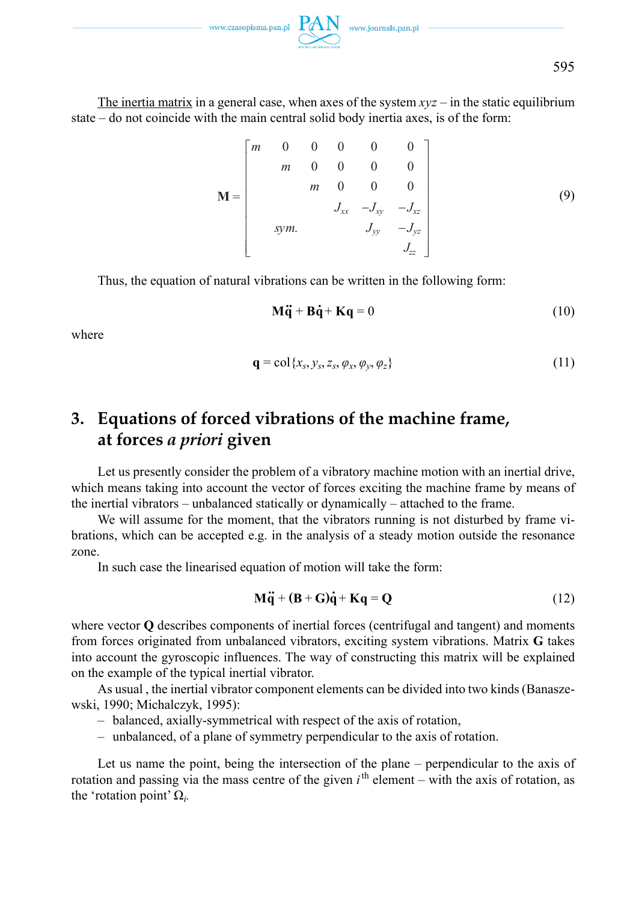The inertia matrix in a general case, when axes of the system $xyz$ – in the static equilibrium state – do not coincide with the main central solid body inertia axes, is of the form:

$$
\mathbf{M} = \begin{bmatrix} m & 0 & 0 & 0 & 0 & 0 \\ & m & 0 & 0 & 0 & 0 \\ & & m & 0 & 0 & 0 \\ & & & J_{xx} & -J_{xy} & -J_{xz} \\ & sym. & & & J_{yy} & -J_{yz} \\ & & & & & J_{zz} \end{bmatrix} \tag{9}
$$

Thus, the equation of natural vibrations can be written in the following form:

$$
\mathbf{M}\ddot{\mathbf{q}} + \mathbf{B}\dot{\mathbf{q}} + \mathbf{K}\mathbf{q} = 0 \tag{10}
$$

where

$$
\mathbf{q} = \mathrm{col}\{x_s, y_s, z_s, \varphi_x, \varphi_y, \varphi_z\} \tag{11}
$$

## 3. Equations of forced vibrations of the machine frame, at forces *a priori* given

Let us presently consider the problem of a vibratory machine motion with an inertial drive, which means taking into account the vector of forces exciting the machine frame by means of the inertial vibrators – unbalanced statically or dynamically – attached to the frame.

We will assume for the moment, that the vibrators running is not disturbed by frame vibrations, which can be accepted e.g. in the analysis of a steady motion outside the resonance zone.

In such case the linearised equation of motion will take the form:

$$
\mathbf{M}\ddot{\mathbf{q}} + (\mathbf{B} + \mathbf{G})\dot{\mathbf{q}} + \mathbf{K}\mathbf{q} = \mathbf{Q} \tag{12}
$$

where vector $\mathbf{Q}$ describes components of inertial forces (centrifugal and tangent) and moments from forces originated from unbalanced vibrators, exciting system vibrations. Matrix $\mathbf{G}$ takes into account the gyroscopic influences. The way of constructing this matrix will be explained on the example of the typical inertial vibrator.

As usual , the inertial vibrator component elements can be divided into two kinds (Banaszewski, 1990; Michalczyk, 1995):

- balanced, axially-symmetrical with respect of the axis of rotation,
- unbalanced, of a plane of symmetry perpendicular to the axis of rotation.

Let us name the point, being the intersection of the plane – perpendicular to the axis of rotation and passing via the mass centre of the given $i^{\text{th}}$ element – with the axis of rotation, as the 'rotation point' $\Omega_i$.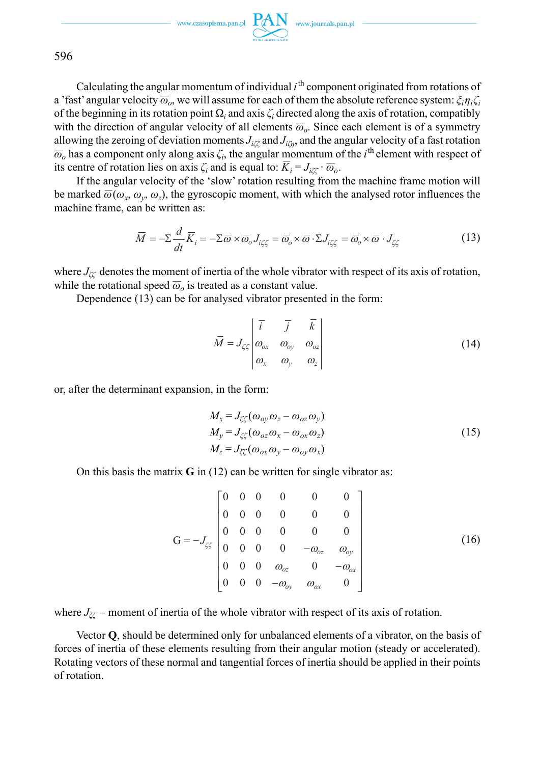Calculating the angular momentum of individual $i^{\text{th}}$ component originated from rotations of a 'fast' angular velocity $\overline{\omega}_o$, we will assume for each of them the absolute reference system: $\xi_i \eta_i \zeta_i$ of the beginning in its rotation point $\Omega_i$ and axis $\zeta_i$ directed along the axis of rotation, compatibly with the direction of angular velocity of all elements $\overline{\omega}_o$. Since each element is of a symmetry allowing the zeroing of deviation moments $J_{i\zeta\xi}$ and $J_{i\zeta\eta}$, and the angular velocity of a fast rotation $\overline{\omega}_o$ has a component only along axis $\zeta_i$, the angular momentum of the $i^{\text{th}}$ element with respect of its centre of rotation lies on axis $\zeta_i$ and is equal to: $\overline{K}_i = J_{i\zeta\zeta} \cdot \overline{\omega}_o$.

If the angular velocity of the 'slow' rotation resulting from the machine frame motion will be marked $\overline{\omega}(\omega_x, \omega_y, \omega_z)$, the gyroscopic moment, with which the analysed rotor influences the machine frame, can be written as:

$$\overline{M} = -\Sigma \frac{d}{dt} \overline{K}_i = -\Sigma \overline{\omega} \times \overline{\omega}_o J_{i\zeta\zeta} = \overline{\omega}_o \times \overline{\omega} \cdot \Sigma J_{i\zeta\zeta} = \overline{\omega}_o \times \overline{\omega} \cdot J_{\zeta\zeta} \tag{13}$$

where $J_{\zeta\zeta}$ denotes the moment of inertia of the whole vibrator with respect of its axis of rotation, while the rotational speed $\overline{\omega}_o$ is treated as a constant value.

Dependence (13) can be for analysed vibrator presented in the form:

$$\overline{M} = J_{\zeta\zeta} \begin{vmatrix} \overline{i} & \overline{j} & \overline{k} \\ \omega_{ox} & \omega_{oy} & \omega_{oz} \\ \omega_x & \omega_y & \omega_z \end{vmatrix} \tag{14}$$

or, after the determinant expansion, in the form:

$$\begin{aligned} M_x &= J_{\zeta\zeta}(\omega_{oy}\omega_z - \omega_{oz}\omega_y) \\ M_y &= J_{\zeta\zeta}(\omega_{oz}\omega_x - \omega_{ox}\omega_z) \\ M_z &= J_{\zeta\zeta}(\omega_{ox}\omega_y - \omega_{oy}\omega_x) \end{aligned} \tag{15}$$

On this basis the matrix **G** in (12) can be written for single vibrator as:

$$\mathrm{G} = -J_{\zeta\zeta} \begin{bmatrix} 0 & 0 & 0 & 0 & 0 & 0 \\ 0 & 0 & 0 & 0 & 0 & 0 \\ 0 & 0 & 0 & 0 & 0 & 0 \\ 0 & 0 & 0 & 0 & -\omega_{oz} & \omega_{oy} \\ 0 & 0 & 0 & \omega_{oz} & 0 & -\omega_{ox} \\ 0 & 0 & 0 & -\omega_{oy} & \omega_{ox} & 0 \end{bmatrix} \tag{16}$$

where $J_{\zeta\zeta}$ – moment of inertia of the whole vibrator with respect of its axis of rotation.

Vector **Q**, should be determined only for unbalanced elements of a vibrator, on the basis of forces of inertia of these elements resulting from their angular motion (steady or accelerated). Rotating vectors of these normal and tangential forces of inertia should be applied in their points of rotation.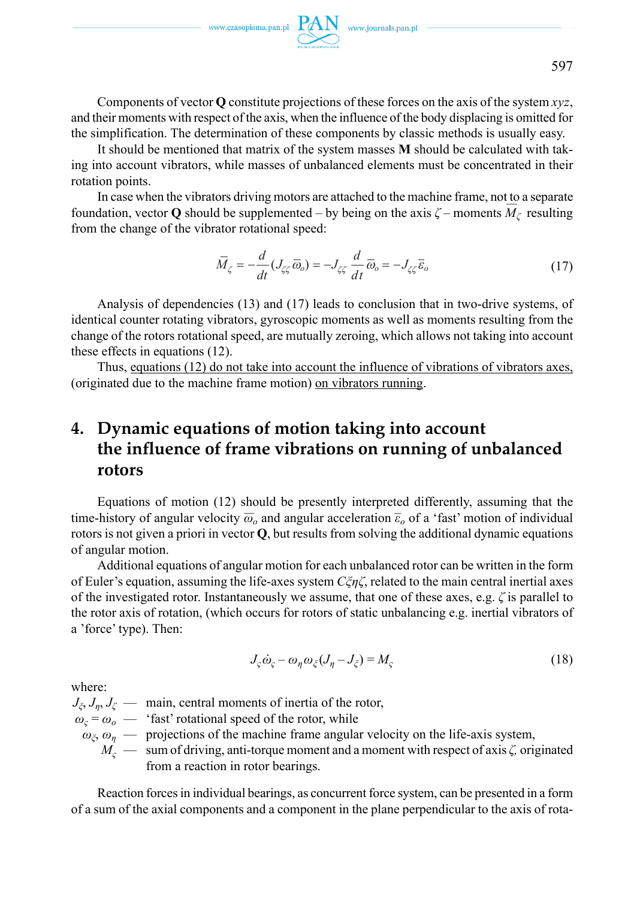Components of vector **Q** constitute projections of these forces on the axis of the system $xyz$, and their moments with respect of the axis, when the influence of the body displacing is omitted for the simplification. The determination of these components by classic methods is usually easy.

It should be mentioned that matrix of the system masses **M** should be calculated with taking into account vibrators, while masses of unbalanced elements must be concentrated in their rotation points.

In case when the vibrators driving motors are attached to the machine frame, not to a separate foundation, vector **Q** should be supplemented – by being on the axis $\zeta$ – moments $\overline{M}_\zeta$ resulting from the change of the vibrator rotational speed:

$$\overline{M}_\zeta = -\frac{d}{dt}(J_{\zeta\zeta}\,\overline{\omega}_o) = -J_{\zeta\zeta}\,\frac{d}{dt}\,\overline{\omega}_o = -J_{\zeta\zeta}\,\overline{\varepsilon}_o \tag{17}$$

Analysis of dependencies (13) and (17) leads to conclusion that in two-drive systems, of identical counter rotating vibrators, gyroscopic moments as well as moments resulting from the change of the rotors rotational speed, are mutually zeroing, which allows not taking into account these effects in equations (12).

Thus, equations (12) do not take into account the influence of vibrations of vibrators axes, (originated due to the machine frame motion) on vibrators running.

## 4. Dynamic equations of motion taking into account the influence of frame vibrations on running of unbalanced rotors

Equations of motion (12) should be presently interpreted differently, assuming that the time-history of angular velocity $\overline{\omega}_o$ and angular acceleration $\overline{\varepsilon}_o$ of a 'fast' motion of individual rotors is not given a priori in vector **Q**, but results from solving the additional dynamic equations of angular motion.

Additional equations of angular motion for each unbalanced rotor can be written in the form of Euler's equation, assuming the life-axes system $C\xi\eta\zeta$, related to the main central inertial axes of the investigated rotor. Instantaneously we assume, that one of these axes, e.g. $\zeta$ is parallel to the rotor axis of rotation, (which occurs for rotors of static unbalancing e.g. inertial vibrators of a 'force' type). Then:

$$J_\varsigma \dot{\omega}_\varsigma - \omega_\eta \omega_\xi (J_\eta - J_\xi) = M_\varsigma \tag{18}$$

where:

- $J_\xi, J_\eta, J_\zeta$ — main, central moments of inertia of the rotor,
- $\omega_\varsigma = \omega_o$ — 'fast' rotational speed of the rotor, while
- $\omega_\xi, \omega_\eta$ — projections of the machine frame angular velocity on the life-axis system,
- $M_\varsigma$ — sum of driving, anti-torque moment and a moment with respect of axis $\zeta$, originated from a reaction in rotor bearings.

Reaction forces in individual bearings, as concurrent force system, can be presented in a form of a sum of the axial components and a component in the plane perpendicular to the axis of rota-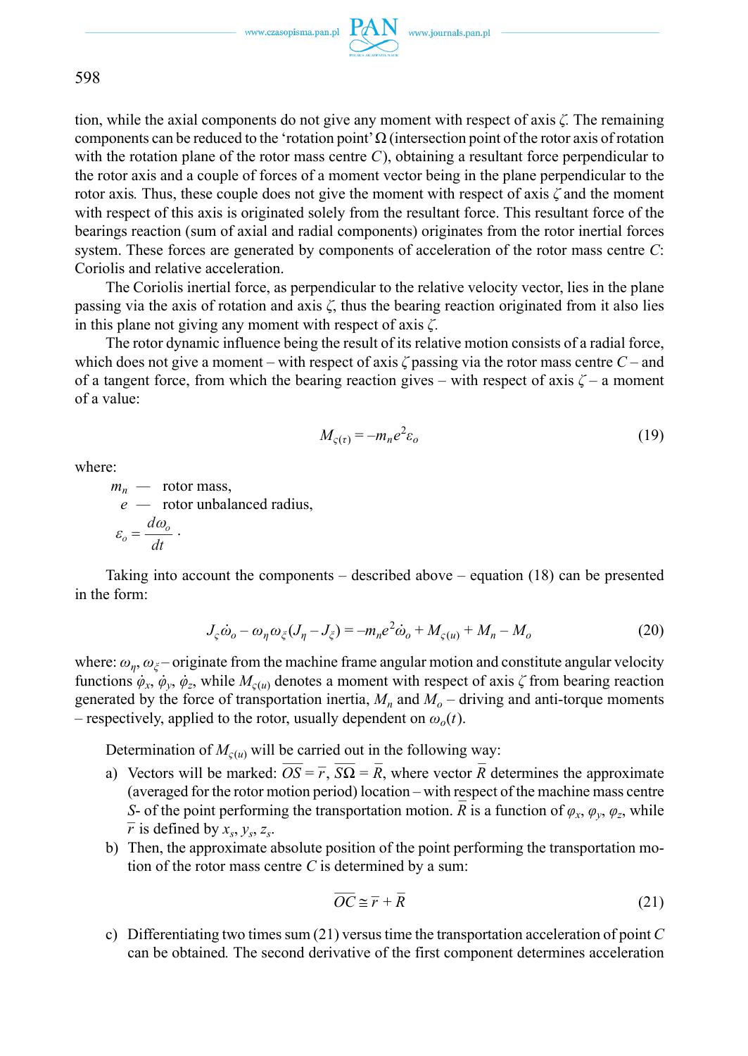tion, while the axial components do not give any moment with respect of axis $\zeta$. The remaining components can be reduced to the 'rotation point' $\Omega$ (intersection point of the rotor axis of rotation with the rotation plane of the rotor mass centre $C$), obtaining a resultant force perpendicular to the rotor axis and a couple of forces of a moment vector being in the plane perpendicular to the rotor axis. Thus, these couple does not give the moment with respect of axis $\zeta$ and the moment with respect of this axis is originated solely from the resultant force. This resultant force of the bearings reaction (sum of axial and radial components) originates from the rotor inertial forces system. These forces are generated by components of acceleration of the rotor mass centre $C$: Coriolis and relative acceleration.

The Coriolis inertial force, as perpendicular to the relative velocity vector, lies in the plane passing via the axis of rotation and axis $\zeta$, thus the bearing reaction originated from it also lies in this plane not giving any moment with respect of axis $\zeta$.

The rotor dynamic influence being the result of its relative motion consists of a radial force, which does not give a moment – with respect of axis $\zeta$ passing via the rotor mass centre $C$ – and of a tangent force, from which the bearing reaction gives – with respect of axis $\zeta$ – a moment of a value:

$$M_{\varsigma(\tau)} = -m_n e^2 \varepsilon_o \tag{19}$$

where:

- $m_n$ — rotor mass,
- $e$ — rotor unbalanced radius,
- $\varepsilon_o = \dfrac{d\omega_o}{dt}$.

Taking into account the components – described above – equation (18) can be presented in the form:

$$J_\varsigma \dot{\omega}_o - \omega_\eta \omega_\xi (J_\eta - J_\xi) = -m_n e^2 \dot{\omega}_o + M_{\varsigma(u)} + M_n - M_o \tag{20}$$

where: $\omega_\eta$, $\omega_\xi$ – originate from the machine frame angular motion and constitute angular velocity functions $\dot{\varphi}_x$, $\dot{\varphi}_y$, $\dot{\varphi}_z$, while $M_{\varsigma(u)}$ denotes a moment with respect of axis $\zeta$ from bearing reaction generated by the force of transportation inertia, $M_n$ and $M_o$ – driving and anti-torque moments – respectively, applied to the rotor, usually dependent on $\omega_o(t)$.

Determination of $M_{\varsigma(u)}$ will be carried out in the following way:

a) Vectors will be marked: $\overline{OS} = \bar{r}$, $\overline{S\Omega} = \bar{R}$, where vector $\bar{R}$ determines the approximate (averaged for the rotor motion period) location – with respect of the machine mass centre $S$- of the point performing the transportation motion. $\bar{R}$ is a function of $\varphi_x$, $\varphi_y$, $\varphi_z$, while $\bar{r}$ is defined by $x_s$, $y_s$, $z_s$.

b) Then, the approximate absolute position of the point performing the transportation motion of the rotor mass centre $C$ is determined by a sum:

$$\overline{OC} \cong \bar{r} + \bar{R} \tag{21}$$

c) Differentiating two times sum (21) versus time the transportation acceleration of point $C$ can be obtained. The second derivative of the first component determines acceleration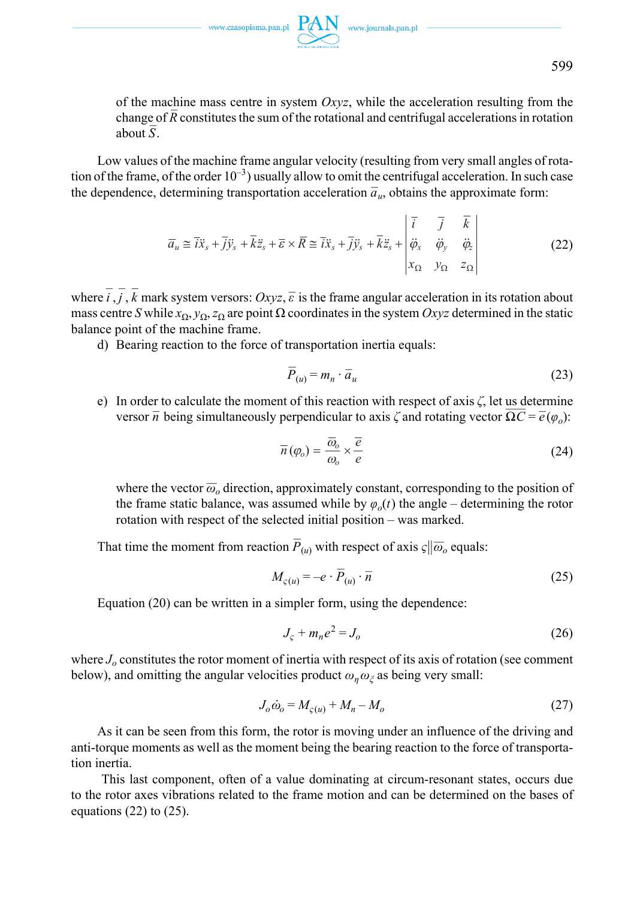of the machine mass centre in system $Oxyz$, while the acceleration resulting from the change of $\bar{R}$ constitutes the sum of the rotational and centrifugal accelerations in rotation about $\bar{S}$.

Low values of the machine frame angular velocity (resulting from very small angles of rotation of the frame, of the order $10^{-3}$) usually allow to omit the centrifugal acceleration. In such case the dependence, determining transportation acceleration $\bar{a}_u$, obtains the approximate form:

$$\bar{a}_u \cong \bar{i}\ddot{x}_s + \bar{j}\ddot{y}_s + \bar{k}\ddot{z}_s + \bar{\varepsilon} \times \bar{R} \cong \bar{i}\ddot{x}_s + \bar{j}\ddot{y}_s + \bar{k}\ddot{z}_s + \begin{vmatrix} \bar{i} & \bar{j} & \bar{k} \\ \ddot{\varphi}_x & \ddot{\varphi}_y & \ddot{\varphi}_z \\ x_\Omega & y_\Omega & z_\Omega \end{vmatrix} \tag{22}$$

where $\bar{i}, \bar{j}, \bar{k}$ mark system versors: $Oxyz$, $\bar{\varepsilon}$ is the frame angular acceleration in its rotation about mass centre $S$ while $x_\Omega, y_\Omega, z_\Omega$ are point $\Omega$ coordinates in the system $Oxyz$ determined in the static balance point of the machine frame.

d) Bearing reaction to the force of transportation inertia equals:

$$\bar{P}_{(u)} = m_n \cdot \bar{a}_u \tag{23}$$

e) In order to calculate the moment of this reaction with respect of axis $\zeta$, let us determine versor $\bar{n}$ being simultaneously perpendicular to axis $\zeta$ and rotating vector $\overline{\Omega C} = \bar{e}(\varphi_o)$:

$$\bar{n}(\varphi_o) = \frac{\bar{\omega}_o}{\omega_o} \times \frac{\bar{e}}{e} \tag{24}$$

where the vector $\bar{\omega}_o$ direction, approximately constant, corresponding to the position of the frame static balance, was assumed while by $\varphi_o(t)$ the angle – determining the rotor rotation with respect of the selected initial position – was marked.

That time the moment from reaction $\bar{P}_{(u)}$ with respect of axis $\varsigma \| \bar{\omega}_o$ equals:

$$M_{\varsigma(u)} = -e \cdot \bar{P}_{(u)} \cdot \bar{n} \tag{25}$$

Equation (20) can be written in a simpler form, using the dependence:

$$J_\varsigma + m_n e^2 = J_o \tag{26}$$

where $J_o$ constitutes the rotor moment of inertia with respect of its axis of rotation (see comment below), and omitting the angular velocities product $\omega_\eta \omega_\xi$ as being very small:

$$J_o \dot{\omega}_o = M_{\varsigma(u)} + M_n - M_o \tag{27}$$

As it can be seen from this form, the rotor is moving under an influence of the driving and anti-torque moments as well as the moment being the bearing reaction to the force of transportation inertia.

This last component, often of a value dominating at circum-resonant states, occurs due to the rotor axes vibrations related to the frame motion and can be determined on the bases of equations (22) to (25).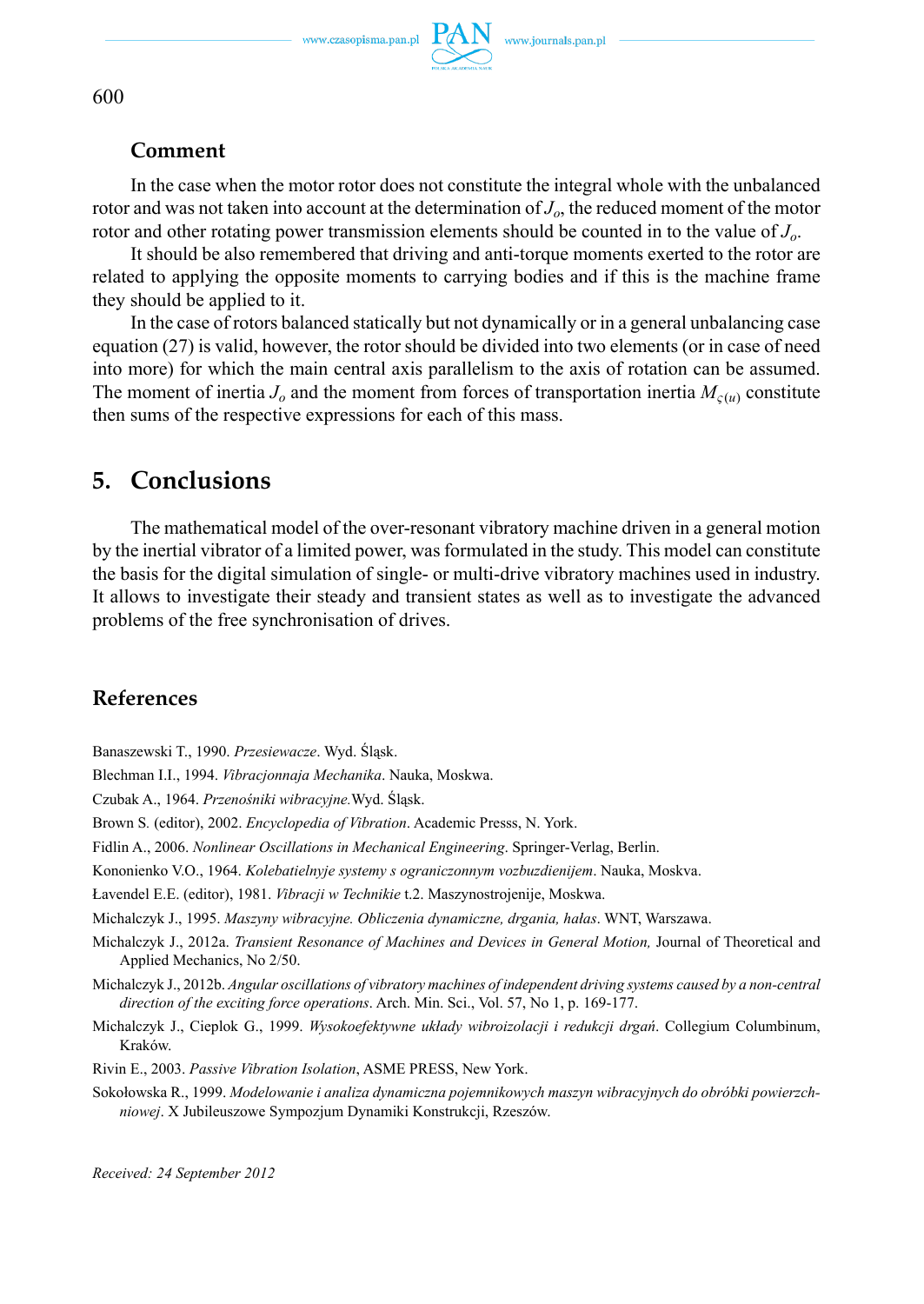### Comment

In the case when the motor rotor does not constitute the integral whole with the unbalanced rotor and was not taken into account at the determination of $J_o$, the reduced moment of the motor rotor and other rotating power transmission elements should be counted in to the value of $J_o$.

It should be also remembered that driving and anti-torque moments exerted to the rotor are related to applying the opposite moments to carrying bodies and if this is the machine frame they should be applied to it.

In the case of rotors balanced statically but not dynamically or in a general unbalancing case equation (27) is valid, however, the rotor should be divided into two elements (or in case of need into more) for which the main central axis parallelism to the axis of rotation can be assumed. The moment of inertia $J_o$ and the moment from forces of transportation inertia $M_{\varsigma(u)}$ constitute then sums of the respective expressions for each of this mass.

## 5. Conclusions

The mathematical model of the over-resonant vibratory machine driven in a general motion by the inertial vibrator of a limited power, was formulated in the study. This model can constitute the basis for the digital simulation of single- or multi-drive vibratory machines used in industry. It allows to investigate their steady and transient states as well as to investigate the advanced problems of the free synchronisation of drives.

## References

Banaszewski T., 1990. *Przesiewacze*. Wyd. Śląsk.

Blechman I.I., 1994. *Vibracjonnaja Mechanika*. Nauka, Moskwa.

Czubak A., 1964. *Przenośniki wibracyjne.*Wyd. Śląsk.

Brown S. (editor), 2002. *Encyclopedia of Vibration*. Academic Presss, N. York.

Fidlin A., 2006. *Nonlinear Oscillations in Mechanical Engineering*. Springer-Verlag, Berlin.

Kononienko V.O., 1964. *Kolebatielnyje systemy s ograniczonnym vozbuzdienijem*. Nauka, Moskva.

Ławendel E.E. (editor), 1981. *Vibracji w Technikie* t.2. Maszynostrojenije, Moskwa.

Michalczyk J., 1995. *Maszyny wibracyjne. Obliczenia dynamiczne, drgania, hałas*. WNT, Warszawa.

Michalczyk J., 2012a. *Transient Resonance of Machines and Devices in General Motion,* Journal of Theoretical and Applied Mechanics, No 2/50.

Michalczyk J., 2012b. *Angular oscillations of vibratory machines of independent driving systems caused by a non-central direction of the exciting force operations*. Arch. Min. Sci., Vol. 57, No 1, p. 169-177.

Michalczyk J., Cieplok G., 1999. *Wysokoefektywne układy wibroizolacji i redukcji drgań*. Collegium Columbinum, Kraków.

Rivin E., 2003. *Passive Vibration Isolation*, ASME PRESS, New York.

Sokołowska R., 1999. *Modelowanie i analiza dynamiczna pojemnikowych maszyn wibracyjnych do obróbki powierzchniowej*. X Jubileuszowe Sympozjum Dynamiki Konstrukcji, Rzeszów.

*Received: 24 September 2012*